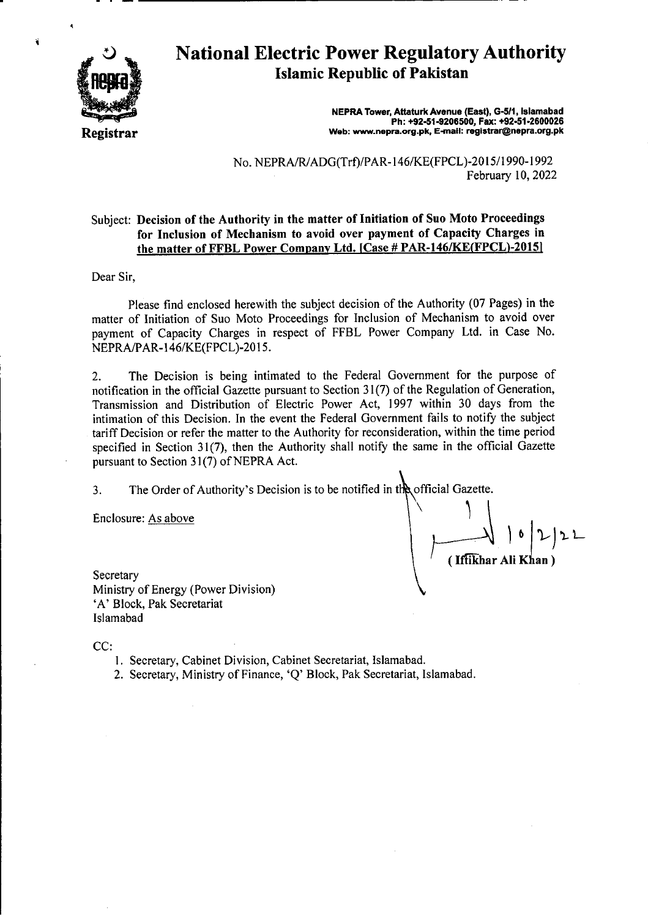# National Electric Power Regulatory Authority

## Islamic Republic of Pakistan

**Registrar**

**NEPRA Tower, Attaturk Avenue (East), G-5/1, Islamabad**
**Ph: +92-51-9206500, Fax: +92-51-2600026**
**Web: www.nepra.org.pk, E-mail: registrar@nepra.org.pk**

No. NEPRA/R/ADG(Trf)/PAR-146/KE(FPCL)-2015/1990-1992
February 10, 2022

Subject: **Decision of the Authority in the matter of Initiation of Suo Moto Proceedings for Inclusion of Mechanism to avoid over payment of Capacity Charges in the matter of FFBL Power Company Ltd. [Case # PAR-146/KE(FPCL)-2015]**

Dear Sir,

Please find enclosed herewith the subject decision of the Authority (07 Pages) in the matter of Initiation of Suo Moto Proceedings for Inclusion of Mechanism to avoid over payment of Capacity Charges in respect of FFBL Power Company Ltd. in Case No. NEPRA/PAR-146/KE(FPCL)-2015.

2. The Decision is being intimated to the Federal Government for the purpose of notification in the official Gazette pursuant to Section 31(7) of the Regulation of Generation, Transmission and Distribution of Electric Power Act, 1997 within 30 days from the intimation of this Decision. In the event the Federal Government fails to notify the subject tariff Decision or refer the matter to the Authority for reconsideration, within the time period specified in Section 31(7), then the Authority shall notify the same in the official Gazette pursuant to Section 31(7) of NEPRA Act.

3. The Order of Authority's Decision is to be notified in the official Gazette.

Enclosure: As above

10/2/22
**( Iftikhar Ali Khan )**

Secretary
Ministry of Energy (Power Division)
'A' Block, Pak Secretariat
Islamabad

CC:

1. Secretary, Cabinet Division, Cabinet Secretariat, Islamabad.
2. Secretary, Ministry of Finance, 'Q' Block, Pak Secretariat, Islamabad.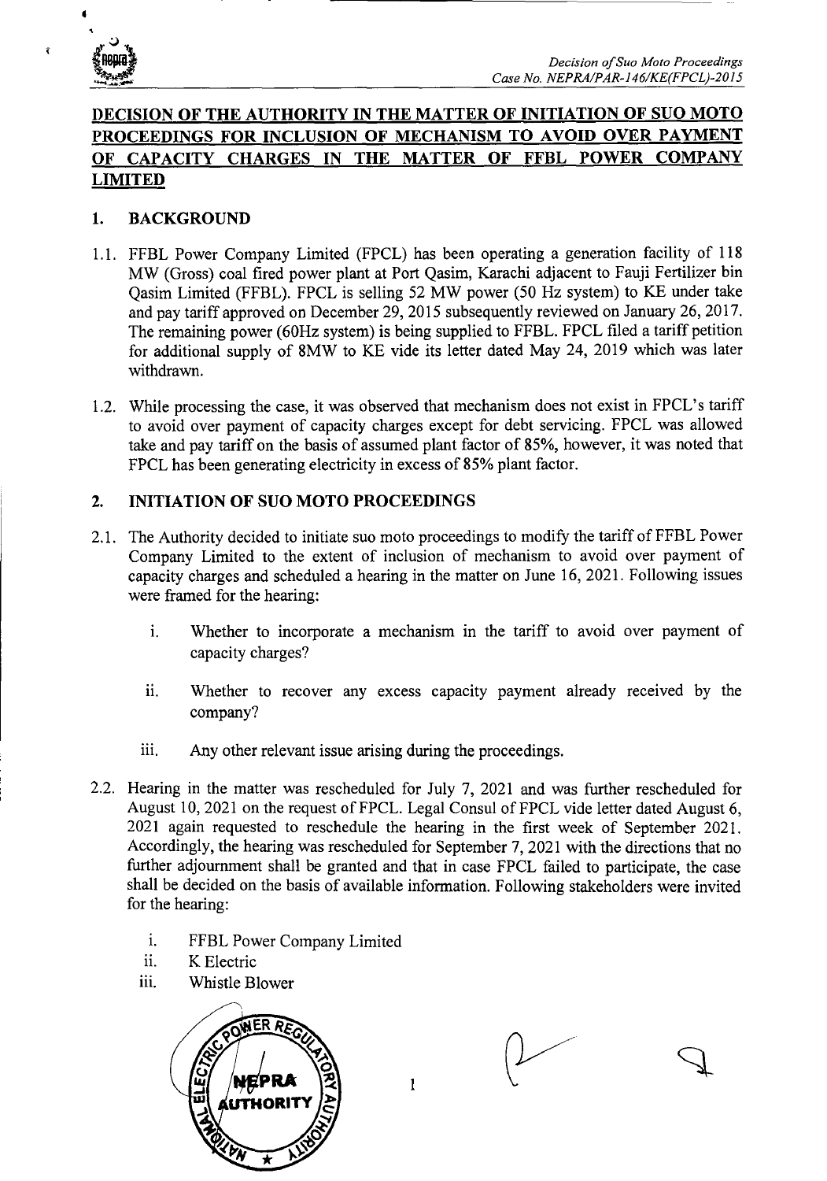## DECISION OF THE AUTHORITY IN THE MATTER OF INITIATION OF SUO MOTO PROCEEDINGS FOR INCLUSION OF MECHANISM TO AVOID OVER PAYMENT OF CAPACITY CHARGES IN THE MATTER OF FFBL POWER COMPANY LIMITED

### 1. BACKGROUND

1.1. FFBL Power Company Limited (FPCL) has been operating a generation facility of 118 MW (Gross) coal fired power plant at Port Qasim, Karachi adjacent to Fauji Fertilizer bin Qasim Limited (FFBL). FPCL is selling 52 MW power (50 Hz system) to KE under take and pay tariff approved on December 29, 2015 subsequently reviewed on January 26, 2017. The remaining power (60Hz system) is being supplied to FFBL. FPCL filed a tariff petition for additional supply of 8MW to KE vide its letter dated May 24, 2019 which was later withdrawn.

1.2. While processing the case, it was observed that mechanism does not exist in FPCL's tariff to avoid over payment of capacity charges except for debt servicing. FPCL was allowed take and pay tariff on the basis of assumed plant factor of 85%, however, it was noted that FPCL has been generating electricity in excess of 85% plant factor.

### 2. INITIATION OF SUO MOTO PROCEEDINGS

2.1. The Authority decided to initiate suo moto proceedings to modify the tariff of FFBL Power Company Limited to the extent of inclusion of mechanism to avoid over payment of capacity charges and scheduled a hearing in the matter on June 16, 2021. Following issues were framed for the hearing:

   i. Whether to incorporate a mechanism in the tariff to avoid over payment of capacity charges?

   ii. Whether to recover any excess capacity payment already received by the company?

   iii. Any other relevant issue arising during the proceedings.

2.2. Hearing in the matter was rescheduled for July 7, 2021 and was further rescheduled for August 10, 2021 on the request of FPCL. Legal Consul of FPCL vide letter dated August 6, 2021 again requested to reschedule the hearing in the first week of September 2021. Accordingly, the hearing was rescheduled for September 7, 2021 with the directions that no further adjournment shall be granted and that in case FPCL failed to participate, the case shall be decided on the basis of available information. Following stakeholders were invited for the hearing:

   i. FFBL Power Company Limited
   ii. K Electric
   iii. Whistle Blower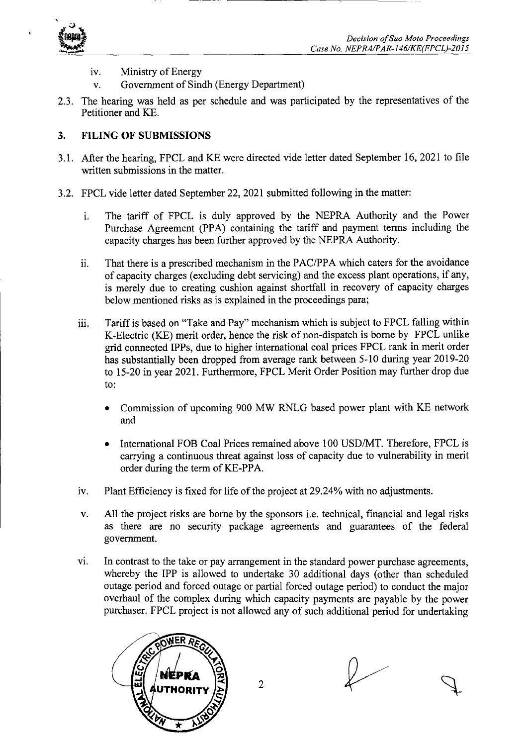iv. Ministry of Energy

v. Government of Sindh (Energy Department)

2.3. The hearing was held as per schedule and was participated by the representatives of the Petitioner and KE.

## 3. FILING OF SUBMISSIONS

3.1. After the hearing, FPCL and KE were directed vide letter dated September 16, 2021 to file written submissions in the matter.

3.2. FPCL vide letter dated September 22, 2021 submitted following in the matter:

i. The tariff of FPCL is duly approved by the NEPRA Authority and the Power Purchase Agreement (PPA) containing the tariff and payment terms including the capacity charges has been further approved by the NEPRA Authority.

ii. That there is a prescribed mechanism in the PAC/PPA which caters for the avoidance of capacity charges (excluding debt servicing) and the excess plant operations, if any, is merely due to creating cushion against shortfall in recovery of capacity charges below mentioned risks as is explained in the proceedings para;

iii. Tariff is based on "Take and Pay" mechanism which is subject to FPCL falling within K-Electric (KE) merit order, hence the risk of non-dispatch is borne by FPCL unlike grid connected IPPs, due to higher international coal prices FPCL rank in merit order has substantially been dropped from average rank between 5-10 during year 2019-20 to 15-20 in year 2021. Furthermore, FPCL Merit Order Position may further drop due to:

- Commission of upcoming 900 MW RNLG based power plant with KE network and
- International FOB Coal Prices remained above 100 USD/MT. Therefore, FPCL is carrying a continuous threat against loss of capacity due to vulnerability in merit order during the term of KE-PPA.

iv. Plant Efficiency is fixed for life of the project at 29.24% with no adjustments.

v. All the project risks are borne by the sponsors i.e. technical, financial and legal risks as there are no security package agreements and guarantees of the federal government.

vi. In contrast to the take or pay arrangement in the standard power purchase agreements, whereby the IPP is allowed to undertake 30 additional days (other than scheduled outage period and forced outage or partial forced outage period) to conduct the major overhaul of the complex during which capacity payments are payable by the power purchaser. FPCL project is not allowed any of such additional period for undertaking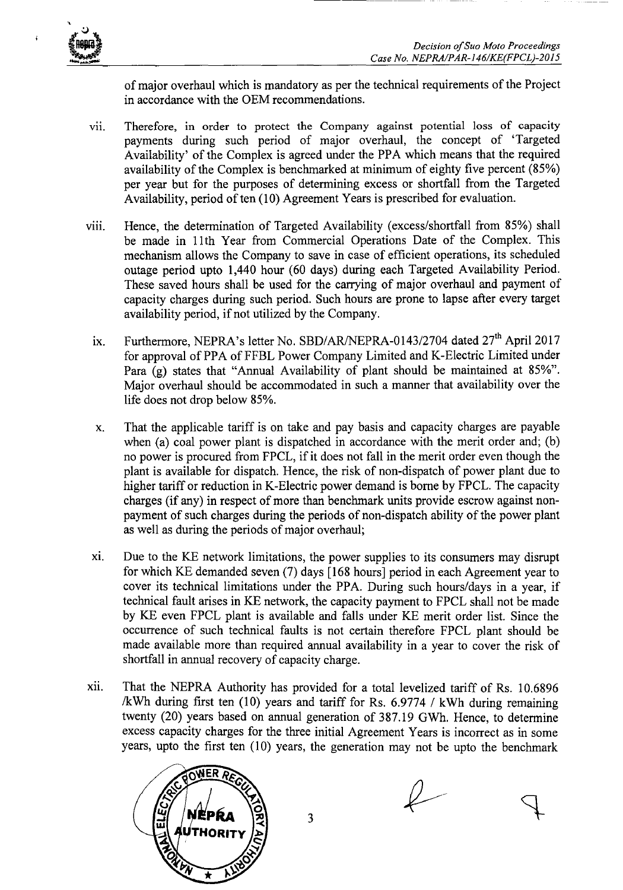of major overhaul which is mandatory as per the technical requirements of the Project in accordance with the OEM recommendations.

vii. Therefore, in order to protect the Company against potential loss of capacity payments during such period of major overhaul, the concept of 'Targeted Availability' of the Complex is agreed under the PPA which means that the required availability of the Complex is benchmarked at minimum of eighty five percent (85%) per year but for the purposes of determining excess or shortfall from the Targeted Availability, period of ten (10) Agreement Years is prescribed for evaluation.

viii. Hence, the determination of Targeted Availability (excess/shortfall from 85%) shall be made in 11th Year from Commercial Operations Date of the Complex. This mechanism allows the Company to save in case of efficient operations, its scheduled outage period upto 1,440 hour (60 days) during each Targeted Availability Period. These saved hours shall be used for the carrying of major overhaul and payment of capacity charges during such period. Such hours are prone to lapse after every target availability period, if not utilized by the Company.

ix. Furthermore, NEPRA's letter No. SBD/AR/NEPRA-0143/2704 dated 27th April 2017 for approval of PPA of FFBL Power Company Limited and K-Electric Limited under Para (g) states that "Annual Availability of plant should be maintained at 85%". Major overhaul should be accommodated in such a manner that availability over the life does not drop below 85%.

x. That the applicable tariff is on take and pay basis and capacity charges are payable when (a) coal power plant is dispatched in accordance with the merit order and; (b) no power is procured from FPCL, if it does not fall in the merit order even though the plant is available for dispatch. Hence, the risk of non-dispatch of power plant due to higher tariff or reduction in K-Electric power demand is borne by FPCL. The capacity charges (if any) in respect of more than benchmark units provide escrow against non-payment of such charges during the periods of non-dispatch ability of the power plant as well as during the periods of major overhaul;

xi. Due to the KE network limitations, the power supplies to its consumers may disrupt for which KE demanded seven (7) days [168 hours] period in each Agreement year to cover its technical limitations under the PPA. During such hours/days in a year, if technical fault arises in KE network, the capacity payment to FPCL shall not be made by KE even FPCL plant is available and falls under KE merit order list. Since the occurrence of such technical faults is not certain therefore FPCL plant should be made available more than required annual availability in a year to cover the risk of shortfall in annual recovery of capacity charge.

xii. That the NEPRA Authority has provided for a total levelized tariff of Rs. 10.6896 /kWh during first ten (10) years and tariff for Rs. 6.9774 / kWh during remaining twenty (20) years based on annual generation of 387.19 GWh. Hence, to determine excess capacity charges for the three initial Agreement Years is incorrect as in some years, upto the first ten (10) years, the generation may not be upto the benchmark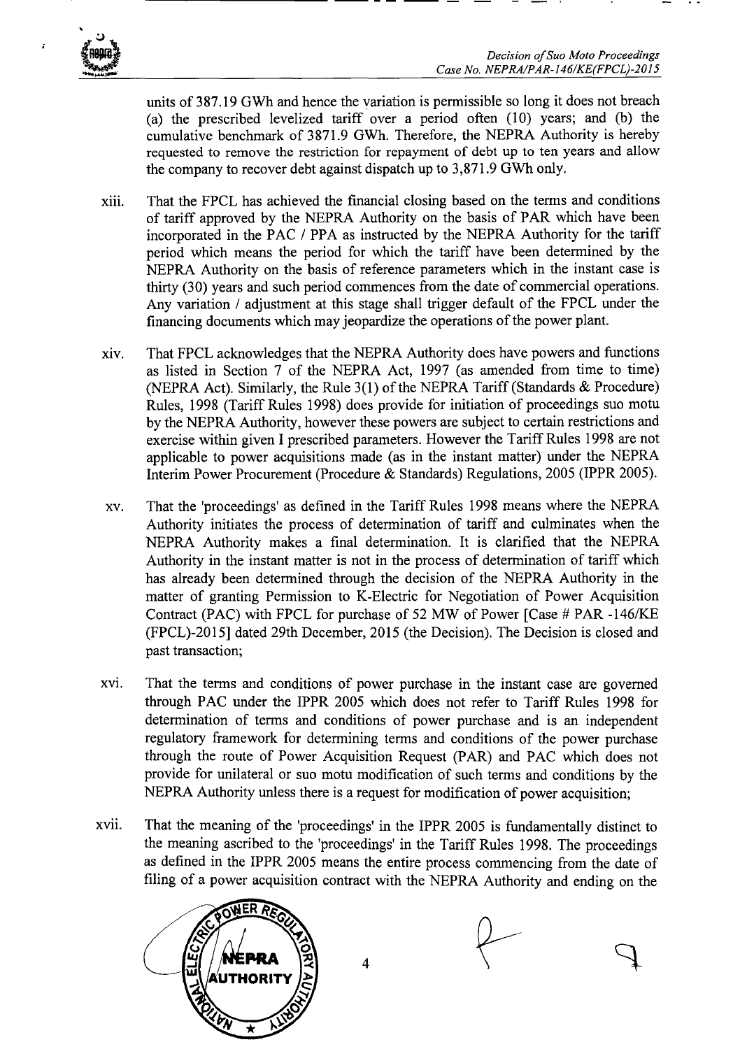units of 387.19 GWh and hence the variation is permissible so long it does not breach (a) the prescribed levelized tariff over a period often (10) years; and (b) the cumulative benchmark of 3871.9 GWh. Therefore, the NEPRA Authority is hereby requested to remove the restriction for repayment of debt up to ten years and allow the company to recover debt against dispatch up to 3,871.9 GWh only.

xiii. That the FPCL has achieved the financial closing based on the terms and conditions of tariff approved by the NEPRA Authority on the basis of PAR which have been incorporated in the PAC / PPA as instructed by the NEPRA Authority for the tariff period which means the period for which the tariff have been determined by the NEPRA Authority on the basis of reference parameters which in the instant case is thirty (30) years and such period commences from the date of commercial operations. Any variation / adjustment at this stage shall trigger default of the FPCL under the financing documents which may jeopardize the operations of the power plant.

xiv. That FPCL acknowledges that the NEPRA Authority does have powers and functions as listed in Section 7 of the NEPRA Act, 1997 (as amended from time to time) (NEPRA Act). Similarly, the Rule 3(1) of the NEPRA Tariff (Standards & Procedure) Rules, 1998 (Tariff Rules 1998) does provide for initiation of proceedings suo motu by the NEPRA Authority, however these powers are subject to certain restrictions and exercise within given I prescribed parameters. However the Tariff Rules 1998 are not applicable to power acquisitions made (as in the instant matter) under the NEPRA Interim Power Procurement (Procedure & Standards) Regulations, 2005 (IPPR 2005).

xv. That the 'proceedings' as defined in the Tariff Rules 1998 means where the NEPRA Authority initiates the process of determination of tariff and culminates when the NEPRA Authority makes a final determination. It is clarified that the NEPRA Authority in the instant matter is not in the process of determination of tariff which has already been determined through the decision of the NEPRA Authority in the matter of granting Permission to K-Electric for Negotiation of Power Acquisition Contract (PAC) with FPCL for purchase of 52 MW of Power [Case # PAR -146/KE (FPCL)-2015] dated 29th December, 2015 (the Decision). The Decision is closed and past transaction;

xvi. That the terms and conditions of power purchase in the instant case are governed through PAC under the IPPR 2005 which does not refer to Tariff Rules 1998 for determination of terms and conditions of power purchase and is an independent regulatory framework for determining terms and conditions of the power purchase through the route of Power Acquisition Request (PAR) and PAC which does not provide for unilateral or suo motu modification of such terms and conditions by the NEPRA Authority unless there is a request for modification of power acquisition;

xvii. That the meaning of the 'proceedings' in the IPPR 2005 is fundamentally distinct to the meaning ascribed to the 'proceedings' in the Tariff Rules 1998. The proceedings as defined in the IPPR 2005 means the entire process commencing from the date of filing of a power acquisition contract with the NEPRA Authority and ending on the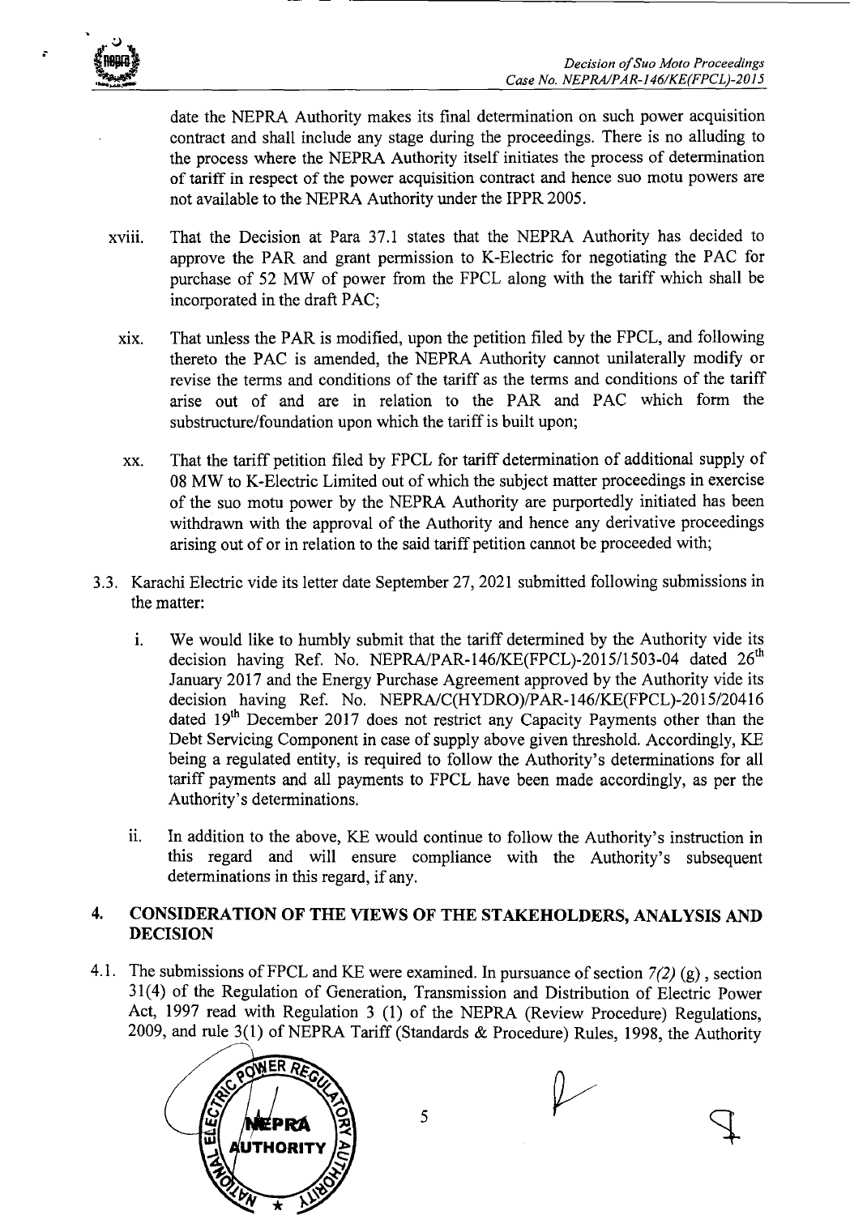date the NEPRA Authority makes its final determination on such power acquisition contract and shall include any stage during the proceedings. There is no alluding to the process where the NEPRA Authority itself initiates the process of determination of tariff in respect of the power acquisition contract and hence suo motu powers are not available to the NEPRA Authority under the IPPR 2005.

xviii. That the Decision at Para 37.1 states that the NEPRA Authority has decided to approve the PAR and grant permission to K-Electric for negotiating the PAC for purchase of 52 MW of power from the FPCL along with the tariff which shall be incorporated in the draft PAC;

xix. That unless the PAR is modified, upon the petition filed by the FPCL, and following thereto the PAC is amended, the NEPRA Authority cannot unilaterally modify or revise the terms and conditions of the tariff as the terms and conditions of the tariff arise out of and are in relation to the PAR and PAC which form the substructure/foundation upon which the tariff is built upon;

xx. That the tariff petition filed by FPCL for tariff determination of additional supply of 08 MW to K-Electric Limited out of which the subject matter proceedings in exercise of the suo motu power by the NEPRA Authority are purportedly initiated has been withdrawn with the approval of the Authority and hence any derivative proceedings arising out of or in relation to the said tariff petition cannot be proceeded with;

3.3. Karachi Electric vide its letter date September 27, 2021 submitted following submissions in the matter:

i. We would like to humbly submit that the tariff determined by the Authority vide its decision having Ref. No. NEPRA/PAR-146/KE(FPCL)-2015/1503-04 dated 26th January 2017 and the Energy Purchase Agreement approved by the Authority vide its decision having Ref. No. NEPRA/C(HYDRO)/PAR-146/KE(FPCL)-2015/20416 dated 19th December 2017 does not restrict any Capacity Payments other than the Debt Servicing Component in case of supply above given threshold. Accordingly, KE being a regulated entity, is required to follow the Authority's determinations for all tariff payments and all payments to FPCL have been made accordingly, as per the Authority's determinations.

ii. In addition to the above, KE would continue to follow the Authority's instruction in this regard and will ensure compliance with the Authority's subsequent determinations in this regard, if any.

## 4. CONSIDERATION OF THE VIEWS OF THE STAKEHOLDERS, ANALYSIS AND DECISION

4.1. The submissions of FPCL and KE were examined. In pursuance of section *7(2)* (g), section 31(4) of the Regulation of Generation, Transmission and Distribution of Electric Power Act, 1997 read with Regulation 3 (1) of the NEPRA (Review Procedure) Regulations, 2009, and rule 3(1) of NEPRA Tariff (Standards & Procedure) Rules, 1998, the Authority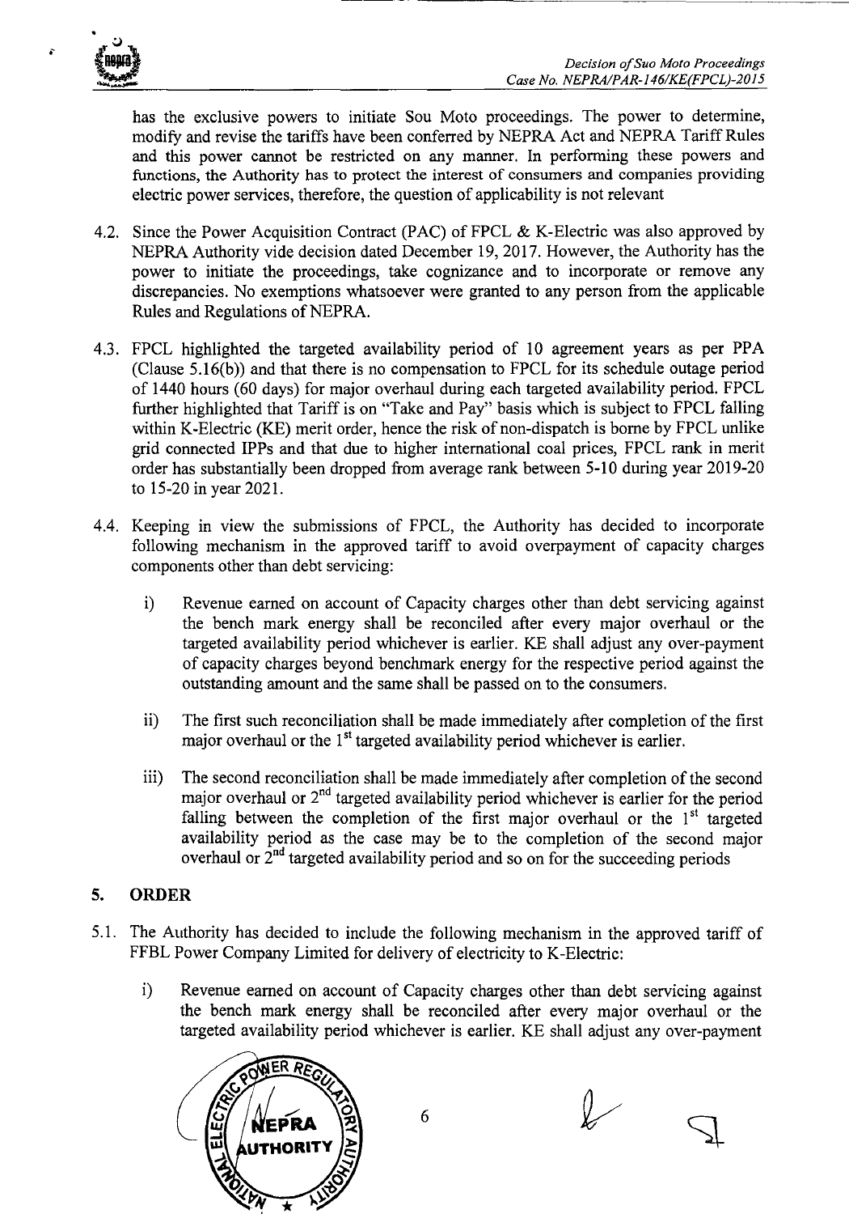has the exclusive powers to initiate Sou Moto proceedings. The power to determine, modify and revise the tariffs have been conferred by NEPRA Act and NEPRA Tariff Rules and this power cannot be restricted on any manner. In performing these powers and functions, the Authority has to protect the interest of consumers and companies providing electric power services, therefore, the question of applicability is not relevant

4.2. Since the Power Acquisition Contract (PAC) of FPCL & K-Electric was also approved by NEPRA Authority vide decision dated December 19, 2017. However, the Authority has the power to initiate the proceedings, take cognizance and to incorporate or remove any discrepancies. No exemptions whatsoever were granted to any person from the applicable Rules and Regulations of NEPRA.

4.3. FPCL highlighted the targeted availability period of 10 agreement years as per PPA (Clause 5.16(b)) and that there is no compensation to FPCL for its schedule outage period of 1440 hours (60 days) for major overhaul during each targeted availability period. FPCL further highlighted that Tariff is on "Take and Pay" basis which is subject to FPCL falling within K-Electric (KE) merit order, hence the risk of non-dispatch is borne by FPCL unlike grid connected IPPs and that due to higher international coal prices, FPCL rank in merit order has substantially been dropped from average rank between 5-10 during year 2019-20 to 15-20 in year 2021.

4.4. Keeping in view the submissions of FPCL, the Authority has decided to incorporate following mechanism in the approved tariff to avoid overpayment of capacity charges components other than debt servicing:

i) Revenue earned on account of Capacity charges other than debt servicing against the bench mark energy shall be reconciled after every major overhaul or the targeted availability period whichever is earlier. KE shall adjust any over-payment of capacity charges beyond benchmark energy for the respective period against the outstanding amount and the same shall be passed on to the consumers.

ii) The first such reconciliation shall be made immediately after completion of the first major overhaul or the 1st targeted availability period whichever is earlier.

iii) The second reconciliation shall be made immediately after completion of the second major overhaul or 2nd targeted availability period whichever is earlier for the period falling between the completion of the first major overhaul or the 1st targeted availability period as the case may be to the completion of the second major overhaul or 2nd targeted availability period and so on for the succeeding periods

## 5. ORDER

5.1. The Authority has decided to include the following mechanism in the approved tariff of FFBL Power Company Limited for delivery of electricity to K-Electric:

i) Revenue earned on account of Capacity charges other than debt servicing against the bench mark energy shall be reconciled after every major overhaul or the targeted availability period whichever is earlier. KE shall adjust any over-payment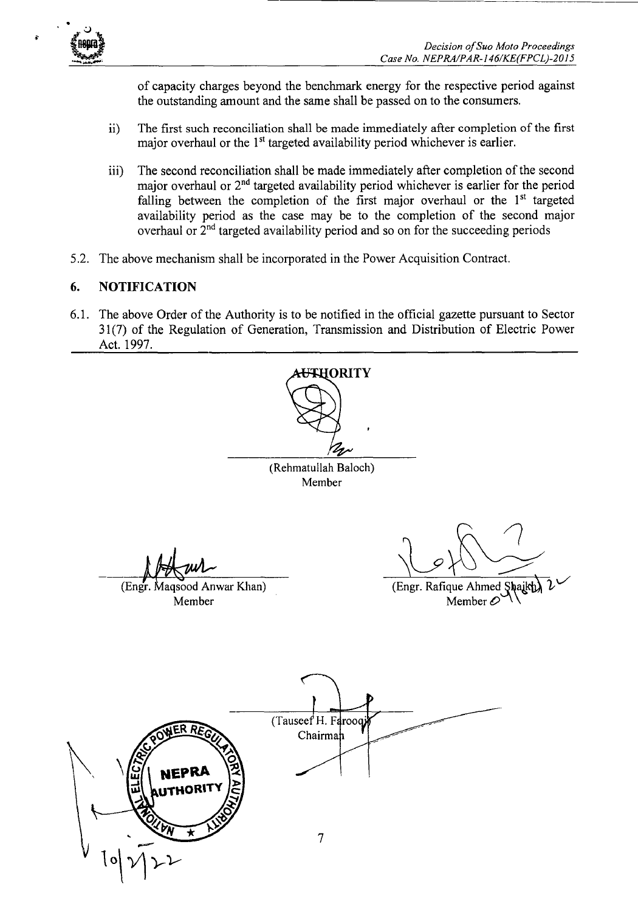of capacity charges beyond the benchmark energy for the respective period against the outstanding amount and the same shall be passed on to the consumers.

ii) The first such reconciliation shall be made immediately after completion of the first major overhaul or the 1st targeted availability period whichever is earlier.

iii) The second reconciliation shall be made immediately after completion of the second major overhaul or 2nd targeted availability period whichever is earlier for the period falling between the completion of the first major overhaul or the 1st targeted availability period as the case may be to the completion of the second major overhaul or 2nd targeted availability period and so on for the succeeding periods

5.2. The above mechanism shall be incorporated in the Power Acquisition Contract.

## 6. NOTIFICATION

6.1. The above Order of the Authority is to be notified in the official gazette pursuant to Sector 31(7) of the Regulation of Generation, Transmission and Distribution of Electric Power Act. 1997.

**AUTHORITY**

(Rehmatullah Baloch)
Member

(Engr. Maqsood Anwar Khan)
Member

(Engr. Rafique Ahmed Shaikh)
Member

(Tauseef H. Farooqi)
Chairman

NATIONAL ELECTRIC POWER REGULATORY AUTHORITY
NEPRA AUTHORITY

10/2/22